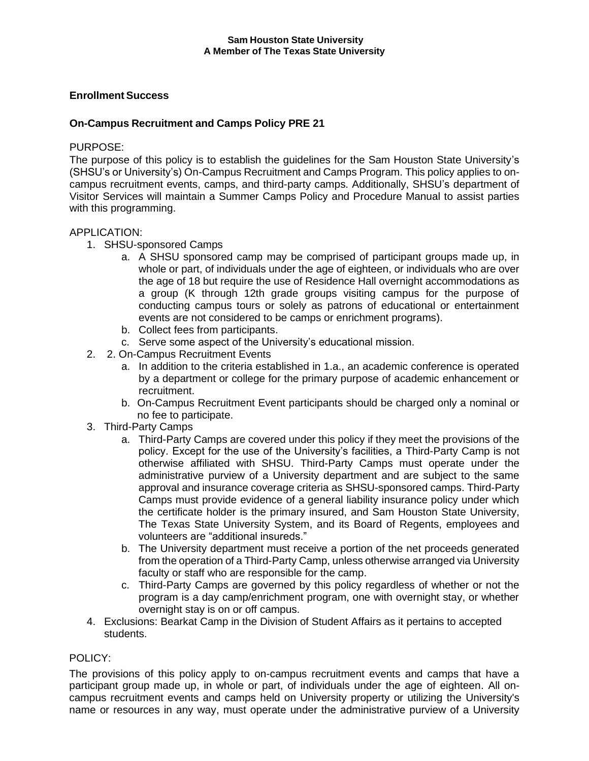**Sam Houston State University**
**A Member of The Texas State University**

**Enrollment Success**

**On-Campus Recruitment and Camps Policy PRE 21**

PURPOSE:

The purpose of this policy is to establish the guidelines for the Sam Houston State University's (SHSU's or University's) On-Campus Recruitment and Camps Program. This policy applies to on-campus recruitment events, camps, and third-party camps. Additionally, SHSU's department of Visitor Services will maintain a Summer Camps Policy and Procedure Manual to assist parties with this programming.

APPLICATION:

1. SHSU-sponsored Camps
   a. A SHSU sponsored camp may be comprised of participant groups made up, in whole or part, of individuals under the age of eighteen, or individuals who are over the age of 18 but require the use of Residence Hall overnight accommodations as a group (K through 12th grade groups visiting campus for the purpose of conducting campus tours or solely as patrons of educational or entertainment events are not considered to be camps or enrichment programs).
   b. Collect fees from participants.
   c. Serve some aspect of the University's educational mission.
2. 2. On-Campus Recruitment Events
   a. In addition to the criteria established in 1.a., an academic conference is operated by a department or college for the primary purpose of academic enhancement or recruitment.
   b. On-Campus Recruitment Event participants should be charged only a nominal or no fee to participate.
3. Third-Party Camps
   a. Third-Party Camps are covered under this policy if they meet the provisions of the policy. Except for the use of the University's facilities, a Third-Party Camp is not otherwise affiliated with SHSU. Third-Party Camps must operate under the administrative purview of a University department and are subject to the same approval and insurance coverage criteria as SHSU-sponsored camps. Third-Party Camps must provide evidence of a general liability insurance policy under which the certificate holder is the primary insured, and Sam Houston State University, The Texas State University System, and its Board of Regents, employees and volunteers are "additional insureds."
   b. The University department must receive a portion of the net proceeds generated from the operation of a Third-Party Camp, unless otherwise arranged via University faculty or staff who are responsible for the camp.
   c. Third-Party Camps are governed by this policy regardless of whether or not the program is a day camp/enrichment program, one with overnight stay, or whether overnight stay is on or off campus.
4. Exclusions: Bearkat Camp in the Division of Student Affairs as it pertains to accepted students.

POLICY:

The provisions of this policy apply to on-campus recruitment events and camps that have a participant group made up, in whole or part, of individuals under the age of eighteen. All on-campus recruitment events and camps held on University property or utilizing the University's name or resources in any way, must operate under the administrative purview of a University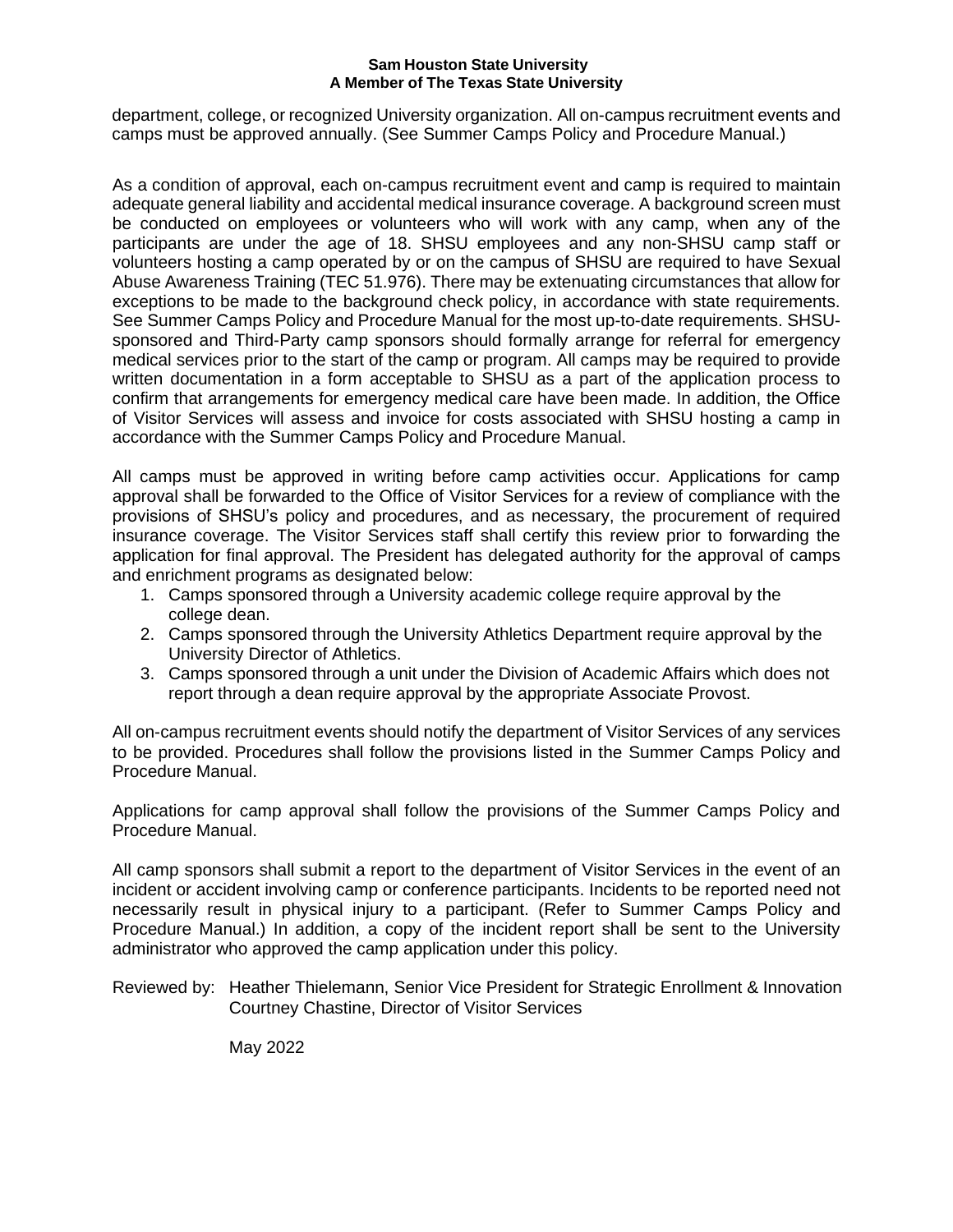department, college, or recognized University organization. All on-campus recruitment events and camps must be approved annually. (See Summer Camps Policy and Procedure Manual.)

As a condition of approval, each on-campus recruitment event and camp is required to maintain adequate general liability and accidental medical insurance coverage. A background screen must be conducted on employees or volunteers who will work with any camp, when any of the participants are under the age of 18. SHSU employees and any non-SHSU camp staff or volunteers hosting a camp operated by or on the campus of SHSU are required to have Sexual Abuse Awareness Training (TEC 51.976). There may be extenuating circumstances that allow for exceptions to be made to the background check policy, in accordance with state requirements. See Summer Camps Policy and Procedure Manual for the most up-to-date requirements. SHSU-sponsored and Third-Party camp sponsors should formally arrange for referral for emergency medical services prior to the start of the camp or program. All camps may be required to provide written documentation in a form acceptable to SHSU as a part of the application process to confirm that arrangements for emergency medical care have been made. In addition, the Office of Visitor Services will assess and invoice for costs associated with SHSU hosting a camp in accordance with the Summer Camps Policy and Procedure Manual.

All camps must be approved in writing before camp activities occur. Applications for camp approval shall be forwarded to the Office of Visitor Services for a review of compliance with the provisions of SHSU's policy and procedures, and as necessary, the procurement of required insurance coverage. The Visitor Services staff shall certify this review prior to forwarding the application for final approval. The President has delegated authority for the approval of camps and enrichment programs as designated below:

1. Camps sponsored through a University academic college require approval by the college dean.
2. Camps sponsored through the University Athletics Department require approval by the University Director of Athletics.
3. Camps sponsored through a unit under the Division of Academic Affairs which does not report through a dean require approval by the appropriate Associate Provost.

All on-campus recruitment events should notify the department of Visitor Services of any services to be provided. Procedures shall follow the provisions listed in the Summer Camps Policy and Procedure Manual.

Applications for camp approval shall follow the provisions of the Summer Camps Policy and Procedure Manual.

All camp sponsors shall submit a report to the department of Visitor Services in the event of an incident or accident involving camp or conference participants. Incidents to be reported need not necessarily result in physical injury to a participant. (Refer to Summer Camps Policy and Procedure Manual.) In addition, a copy of the incident report shall be sent to the University administrator who approved the camp application under this policy.

Reviewed by: Heather Thielemann, Senior Vice President for Strategic Enrollment & Innovation
Courtney Chastine, Director of Visitor Services

May 2022